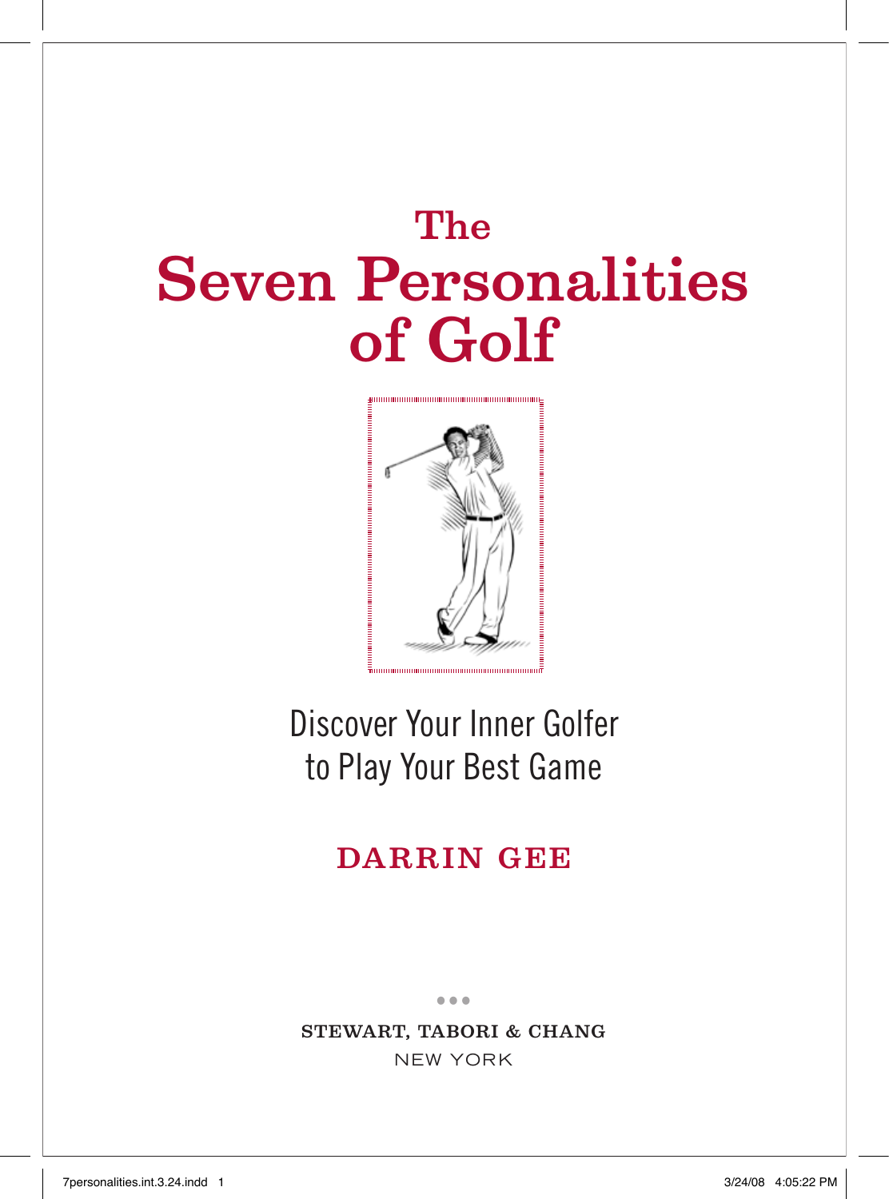# The Seven Personalities of Golf

Discover Your Inner Golfer to Play Your Best Game

DARRIN GEE

STEWART, TABORI & CHANG

NEW YORK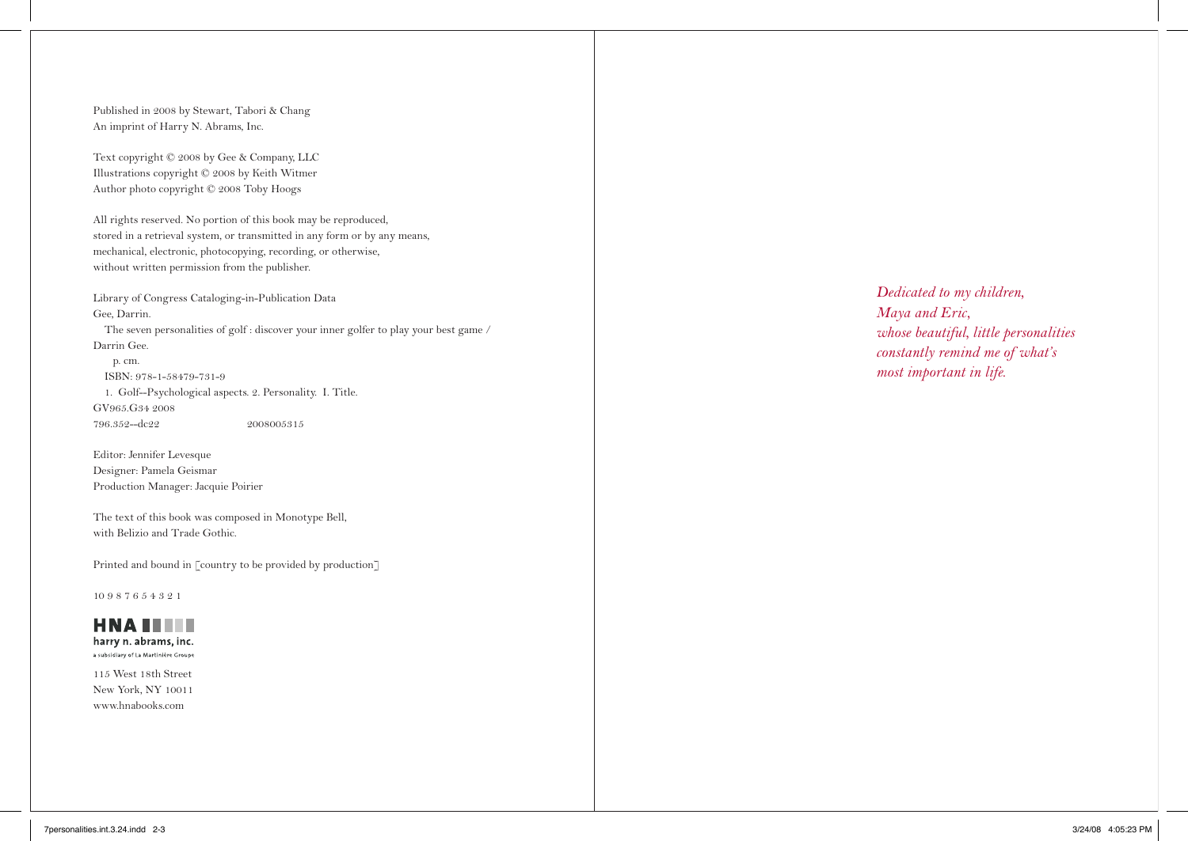Published in 2008 by Stewart, Tabori & Chang
An imprint of Harry N. Abrams, Inc.

Text copyright © 2008 by Gee & Company, LLC
Illustrations copyright © 2008 by Keith Witmer
Author photo copyright © 2008 Toby Hoogs

All rights reserved. No portion of this book may be reproduced,
stored in a retrieval system, or transmitted in any form or by any means,
mechanical, electronic, photocopying, recording, or otherwise,
without written permission from the publisher.

Library of Congress Cataloging-in-Publication Data
Gee, Darrin.
The seven personalities of golf : discover your inner golfer to play your best game /
Darrin Gee.
p. cm.
ISBN: 978-1-58479-731-9
1. Golf--Psychological aspects. 2. Personality. I. Title.
GV965.G34 2008
796.352--dc22 2008005315

Editor: Jennifer Levesque
Designer: Pamela Geismar
Production Manager: Jacquie Poirier

The text of this book was composed in Monotype Bell,
with Belizio and Trade Gothic.

Printed and bound in [country to be provided by production]

10 9 8 7 6 5 4 3 2 1

HNA
harry n. abrams, inc.
a subsidiary of La Martinière Groupe

115 West 18th Street
New York, NY 10011
www.hnabooks.com

*Dedicated to my children,*
*Maya and Eric,*
*whose beautiful, little personalities*
*constantly remind me of what's*
*most important in life.*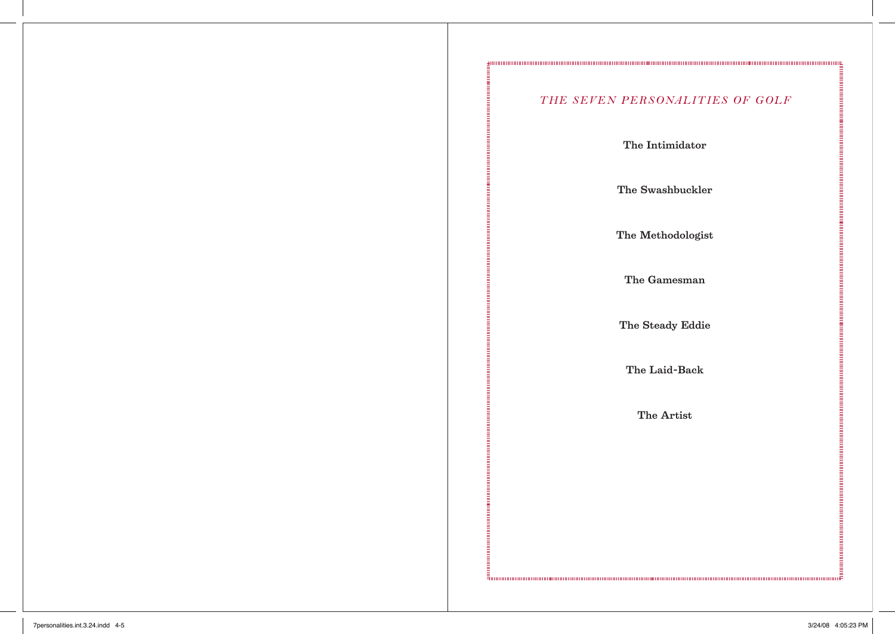## *THE SEVEN PERSONALITIES OF GOLF*

**The Intimidator**

**The Swashbuckler**

**The Methodologist**

**The Gamesman**

**The Steady Eddie**

**The Laid-Back**

**The Artist**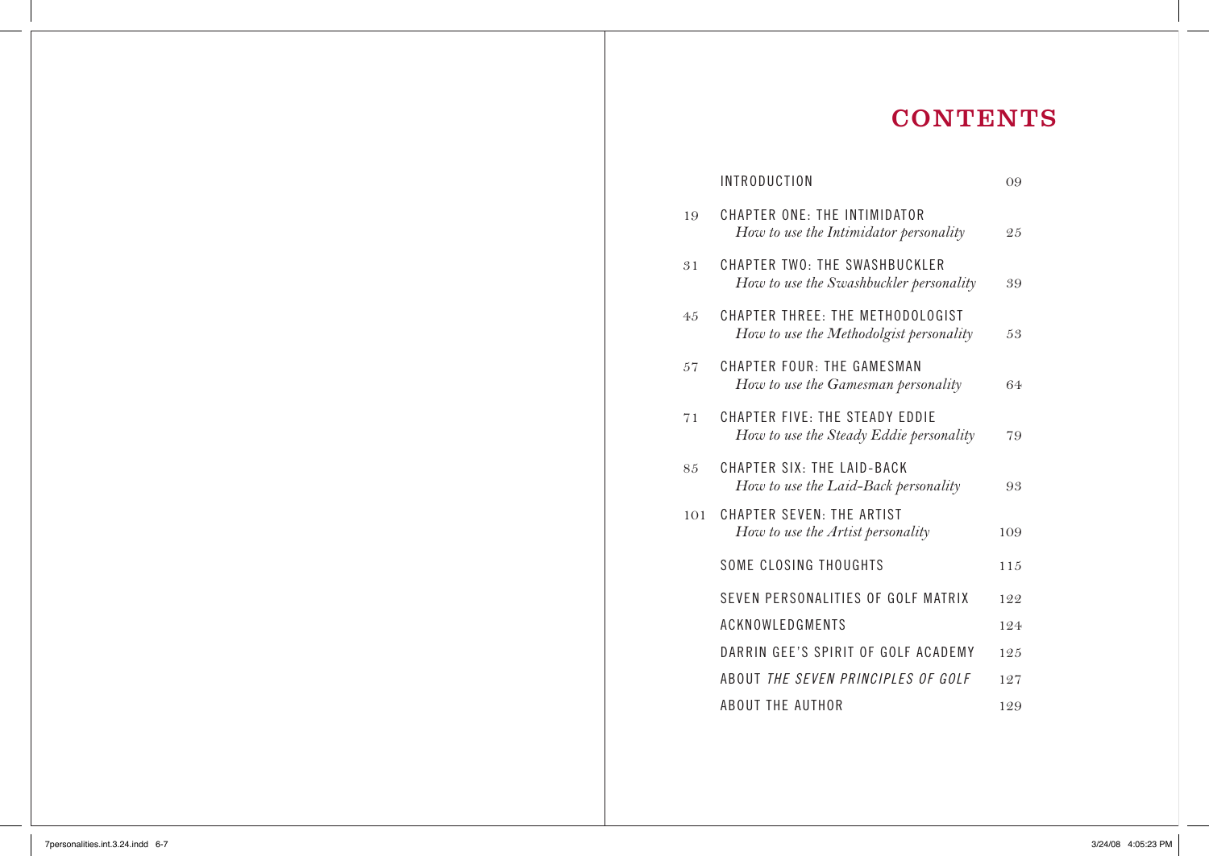# CONTENTS

| | | |
|---|---|---|
| | INTRODUCTION | 09 |
| 19 | CHAPTER ONE: THE INTIMIDATOR | |
| | *How to use the Intimidator personality* | 25 |
| 31 | CHAPTER TWO: THE SWASHBUCKLER | |
| | *How to use the Swashbuckler personality* | 39 |
| 45 | CHAPTER THREE: THE METHODOLOGIST | |
| | *How to use the Methodolgist personality* | 53 |
| 57 | CHAPTER FOUR: THE GAMESMAN | |
| | *How to use the Gamesman personality* | 64 |
| 71 | CHAPTER FIVE: THE STEADY EDDIE | |
| | *How to use the Steady Eddie personality* | 79 |
| 85 | CHAPTER SIX: THE LAID-BACK | |
| | *How to use the Laid-Back personality* | 93 |
| 101 | CHAPTER SEVEN: THE ARTIST | |
| | *How to use the Artist personality* | 109 |
| | SOME CLOSING THOUGHTS | 115 |
| | SEVEN PERSONALITIES OF GOLF MATRIX | 122 |
| | ACKNOWLEDGMENTS | 124 |
| | DARRIN GEE'S SPIRIT OF GOLF ACADEMY | 125 |
| | ABOUT *THE SEVEN PRINCIPLES OF GOLF* | 127 |
| | ABOUT THE AUTHOR | 129 |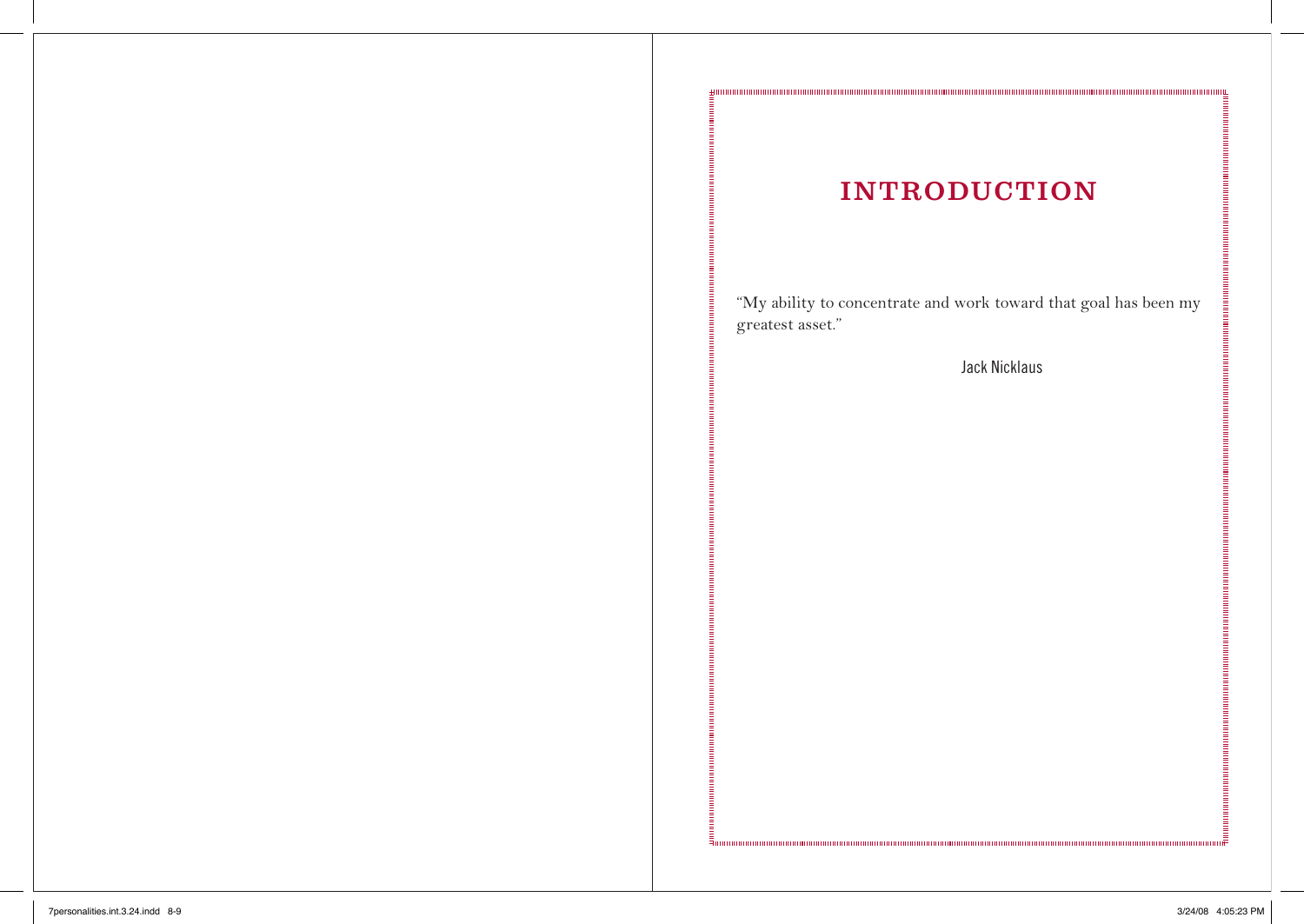# INTRODUCTION

"My ability to concentrate and work toward that goal has been my greatest asset."

Jack Nicklaus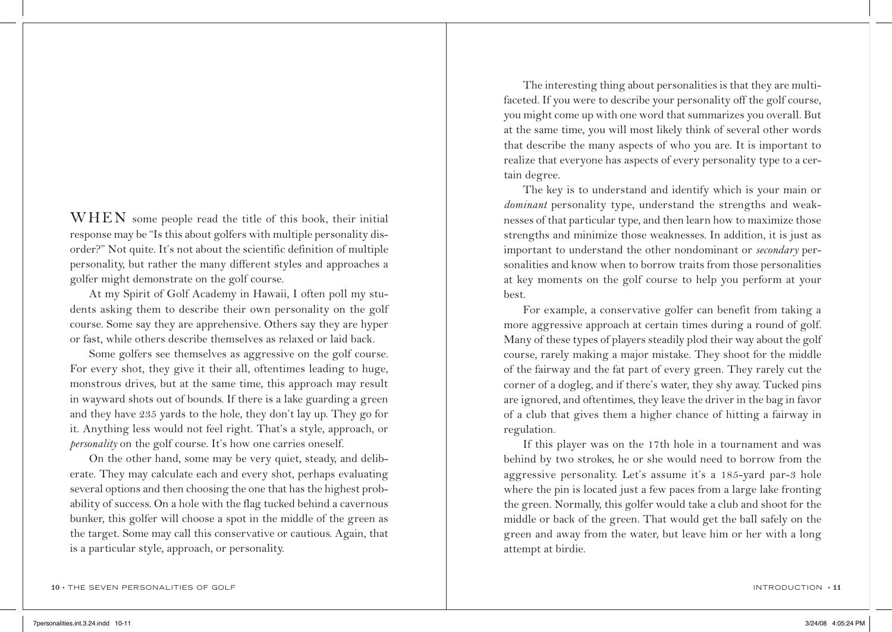WHEN some people read the title of this book, their initial response may be "Is this about golfers with multiple personality disorder?" Not quite. It's not about the scientific definition of multiple personality, but rather the many different styles and approaches a golfer might demonstrate on the golf course.

At my Spirit of Golf Academy in Hawaii, I often poll my students asking them to describe their own personality on the golf course. Some say they are apprehensive. Others say they are hyper or fast, while others describe themselves as relaxed or laid back.

Some golfers see themselves as aggressive on the golf course. For every shot, they give it their all, oftentimes leading to huge, monstrous drives, but at the same time, this approach may result in wayward shots out of bounds. If there is a lake guarding a green and they have 235 yards to the hole, they don't lay up. They go for it. Anything less would not feel right. That's a style, approach, or *personality* on the golf course. It's how one carries oneself.

On the other hand, some may be very quiet, steady, and deliberate. They may calculate each and every shot, perhaps evaluating several options and then choosing the one that has the highest probability of success. On a hole with the flag tucked behind a cavernous bunker, this golfer will choose a spot in the middle of the green as the target. Some may call this conservative or cautious. Again, that is a particular style, approach, or personality.

The interesting thing about personalities is that they are multifaceted. If you were to describe your personality off the golf course, you might come up with one word that summarizes you overall. But at the same time, you will most likely think of several other words that describe the many aspects of who you are. It is important to realize that everyone has aspects of every personality type to a certain degree.

The key is to understand and identify which is your main or *dominant* personality type, understand the strengths and weaknesses of that particular type, and then learn how to maximize those strengths and minimize those weaknesses. In addition, it is just as important to understand the other nondominant or *secondary* personalities and know when to borrow traits from those personalities at key moments on the golf course to help you perform at your best.

For example, a conservative golfer can benefit from taking a more aggressive approach at certain times during a round of golf. Many of these types of players steadily plod their way about the golf course, rarely making a major mistake. They shoot for the middle of the fairway and the fat part of every green. They rarely cut the corner of a dogleg, and if there's water, they shy away. Tucked pins are ignored, and oftentimes, they leave the driver in the bag in favor of a club that gives them a higher chance of hitting a fairway in regulation.

If this player was on the 17th hole in a tournament and was behind by two strokes, he or she would need to borrow from the aggressive personality. Let's assume it's a 185-yard par-3 hole where the pin is located just a few paces from a large lake fronting the green. Normally, this golfer would take a club and shoot for the middle or back of the green. That would get the ball safely on the green and away from the water, but leave him or her with a long attempt at birdie.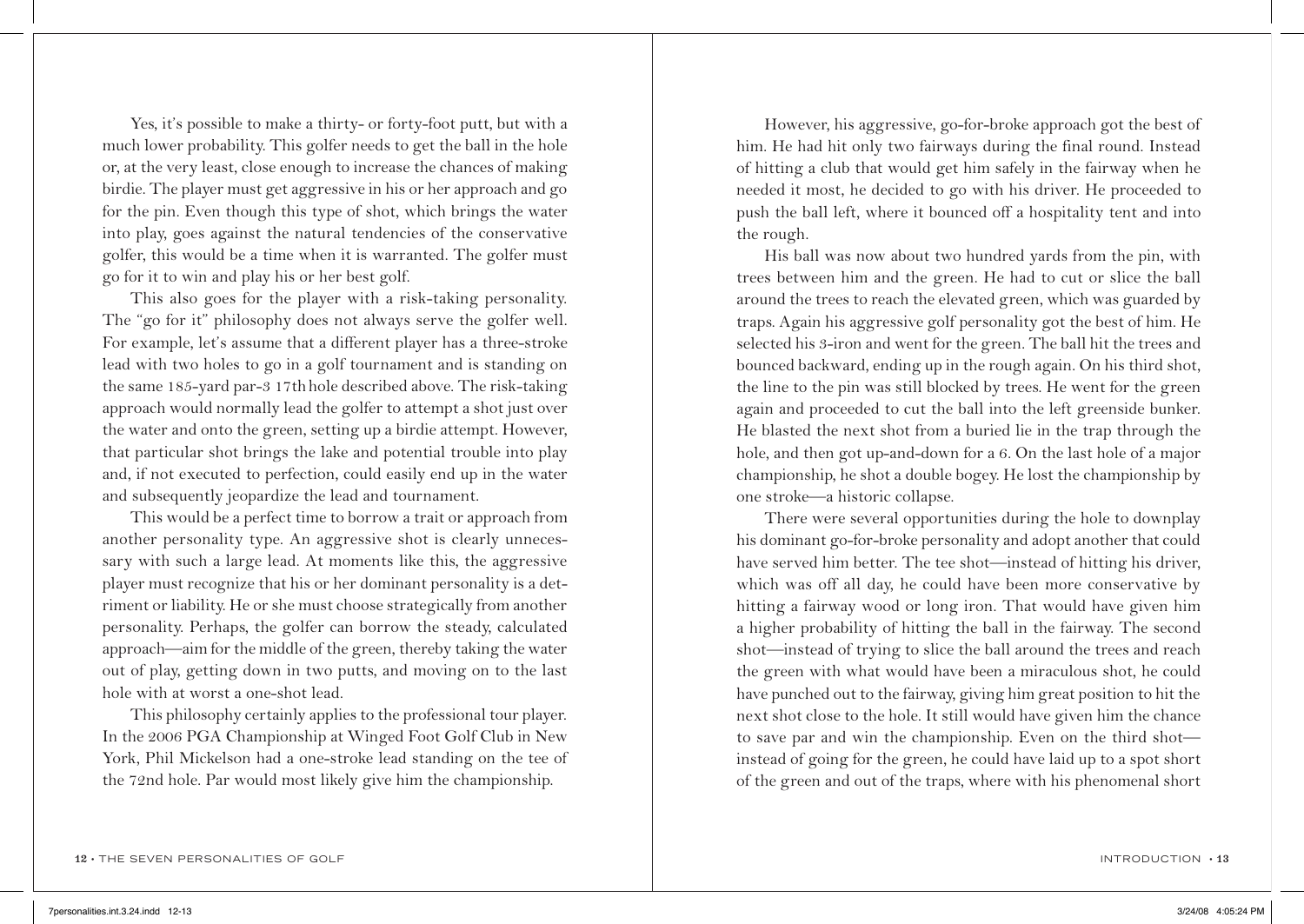Yes, it's possible to make a thirty- or forty-foot putt, but with a much lower probability. This golfer needs to get the ball in the hole or, at the very least, close enough to increase the chances of making birdie. The player must get aggressive in his or her approach and go for the pin. Even though this type of shot, which brings the water into play, goes against the natural tendencies of the conservative golfer, this would be a time when it is warranted. The golfer must go for it to win and play his or her best golf.

This also goes for the player with a risk-taking personality. The "go for it" philosophy does not always serve the golfer well. For example, let's assume that a different player has a three-stroke lead with two holes to go in a golf tournament and is standing on the same 185-yard par-3 17th hole described above. The risk-taking approach would normally lead the golfer to attempt a shot just over the water and onto the green, setting up a birdie attempt. However, that particular shot brings the lake and potential trouble into play and, if not executed to perfection, could easily end up in the water and subsequently jeopardize the lead and tournament.

This would be a perfect time to borrow a trait or approach from another personality type. An aggressive shot is clearly unnecessary with such a large lead. At moments like this, the aggressive player must recognize that his or her dominant personality is a detriment or liability. He or she must choose strategically from another personality. Perhaps, the golfer can borrow the steady, calculated approach—aim for the middle of the green, thereby taking the water out of play, getting down in two putts, and moving on to the last hole with at worst a one-shot lead.

This philosophy certainly applies to the professional tour player. In the 2006 PGA Championship at Winged Foot Golf Club in New York, Phil Mickelson had a one-stroke lead standing on the tee of the 72nd hole. Par would most likely give him the championship.

However, his aggressive, go-for-broke approach got the best of him. He had hit only two fairways during the final round. Instead of hitting a club that would get him safely in the fairway when he needed it most, he decided to go with his driver. He proceeded to push the ball left, where it bounced off a hospitality tent and into the rough.

His ball was now about two hundred yards from the pin, with trees between him and the green. He had to cut or slice the ball around the trees to reach the elevated green, which was guarded by traps. Again his aggressive golf personality got the best of him. He selected his 3-iron and went for the green. The ball hit the trees and bounced backward, ending up in the rough again. On his third shot, the line to the pin was still blocked by trees. He went for the green again and proceeded to cut the ball into the left greenside bunker. He blasted the next shot from a buried lie in the trap through the hole, and then got up-and-down for a 6. On the last hole of a major championship, he shot a double bogey. He lost the championship by one stroke—a historic collapse.

There were several opportunities during the hole to downplay his dominant go-for-broke personality and adopt another that could have served him better. The tee shot—instead of hitting his driver, which was off all day, he could have been more conservative by hitting a fairway wood or long iron. That would have given him a higher probability of hitting the ball in the fairway. The second shot—instead of trying to slice the ball around the trees and reach the green with what would have been a miraculous shot, he could have punched out to the fairway, giving him great position to hit the next shot close to the hole. It still would have given him the chance to save par and win the championship. Even on the third shot—instead of going for the green, he could have laid up to a spot short of the green and out of the traps, where with his phenomenal short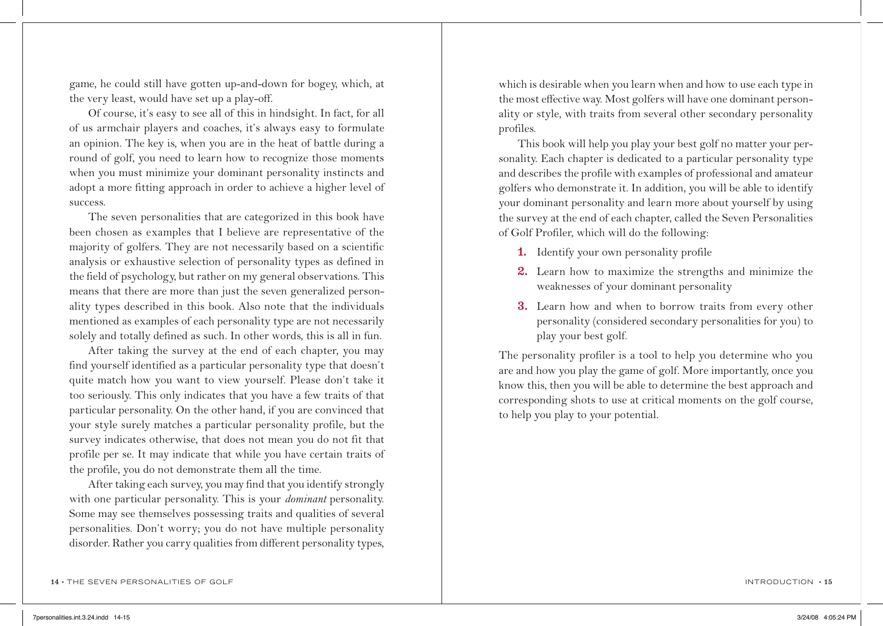game, he could still have gotten up-and-down for bogey, which, at the very least, would have set up a play-off.

Of course, it's easy to see all of this in hindsight. In fact, for all of us armchair players and coaches, it's always easy to formulate an opinion. The key is, when you are in the heat of battle during a round of golf, you need to learn how to recognize those moments when you must minimize your dominant personality instincts and adopt a more fitting approach in order to achieve a higher level of success.

The seven personalities that are categorized in this book have been chosen as examples that I believe are representative of the majority of golfers. They are not necessarily based on a scientific analysis or exhaustive selection of personality types as defined in the field of psychology, but rather on my general observations. This means that there are more than just the seven generalized personality types described in this book. Also note that the individuals mentioned as examples of each personality type are not necessarily solely and totally defined as such. In other words, this is all in fun.

After taking the survey at the end of each chapter, you may find yourself identified as a particular personality type that doesn't quite match how you want to view yourself. Please don't take it too seriously. This only indicates that you have a few traits of that particular personality. On the other hand, if you are convinced that your style surely matches a particular personality profile, but the survey indicates otherwise, that does not mean you do not fit that profile per se. It may indicate that while you have certain traits of the profile, you do not demonstrate them all the time.

After taking each survey, you may find that you identify strongly with one particular personality. This is your *dominant* personality. Some may see themselves possessing traits and qualities of several personalities. Don't worry; you do not have multiple personality disorder. Rather you carry qualities from different personality types, which is desirable when you learn when and how to use each type in the most effective way. Most golfers will have one dominant personality or style, with traits from several other secondary personality profiles.

This book will help you play your best golf no matter your personality. Each chapter is dedicated to a particular personality type and describes the profile with examples of professional and amateur golfers who demonstrate it. In addition, you will be able to identify your dominant personality and learn more about yourself by using the survey at the end of each chapter, called the Seven Personalities of Golf Profiler, which will do the following:

1. Identify your own personality profile
2. Learn how to maximize the strengths and minimize the weaknesses of your dominant personality
3. Learn how and when to borrow traits from every other personality (considered secondary personalities for you) to play your best golf.

The personality profiler is a tool to help you determine who you are and how you play the game of golf. More importantly, once you know this, then you will be able to determine the best approach and corresponding shots to use at critical moments on the golf course, to help you play to your potential.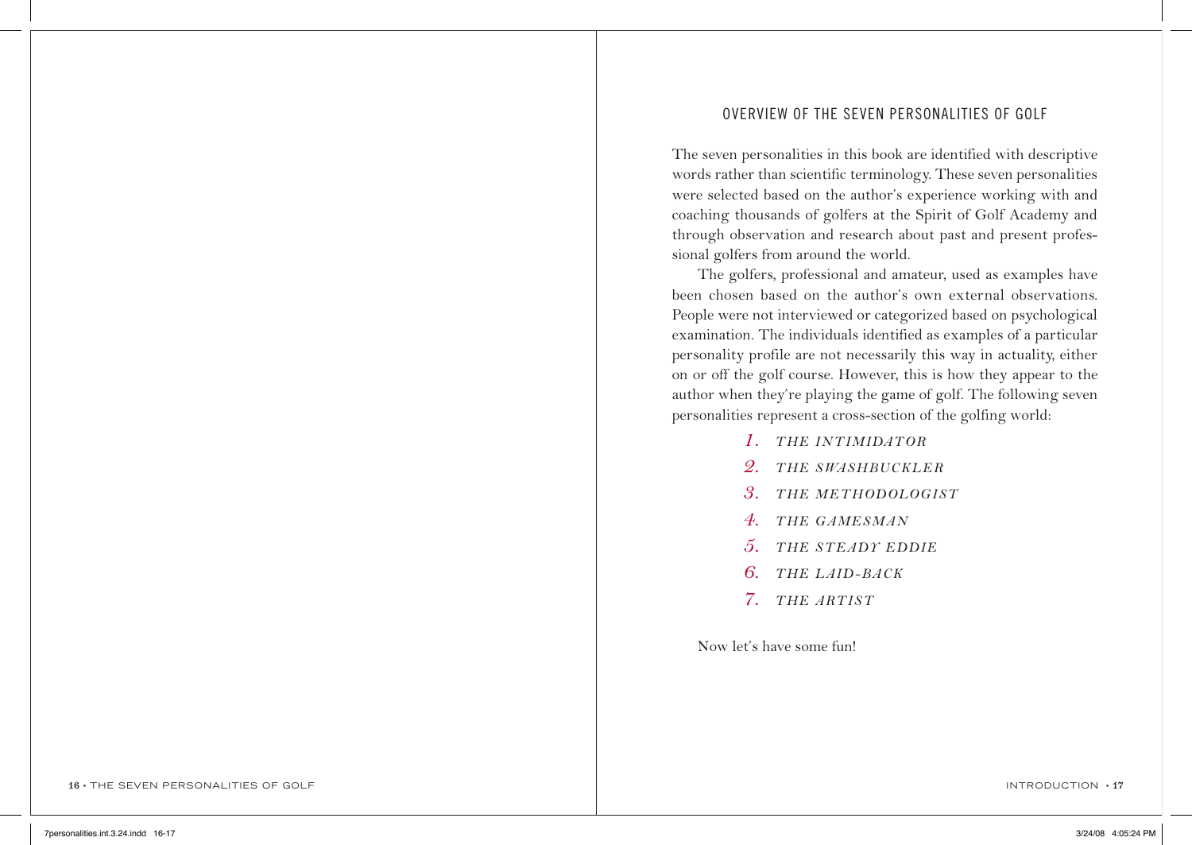## OVERVIEW OF THE SEVEN PERSONALITIES OF GOLF

The seven personalities in this book are identified with descriptive words rather than scientific terminology. These seven personalities were selected based on the author's experience working with and coaching thousands of golfers at the Spirit of Golf Academy and through observation and research about past and present professional golfers from around the world.

The golfers, professional and amateur, used as examples have been chosen based on the author's own external observations. People were not interviewed or categorized based on psychological examination. The individuals identified as examples of a particular personality profile are not necessarily this way in actuality, either on or off the golf course. However, this is how they appear to the author when they're playing the game of golf. The following seven personalities represent a cross-section of the golfing world:

1. *THE INTIMIDATOR*
2. *THE SWASHBUCKLER*
3. *THE METHODOLOGIST*
4. *THE GAMESMAN*
5. *THE STEADY EDDIE*
6. *THE LAID-BACK*
7. *THE ARTIST*

Now let's have some fun!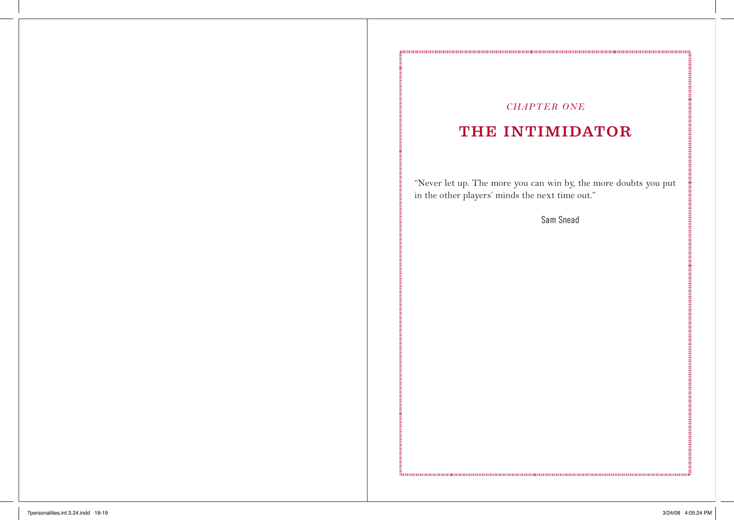*CHAPTER ONE*

# THE INTIMIDATOR

"Never let up. The more you can win by, the more doubts you put in the other players' minds the next time out."

Sam Snead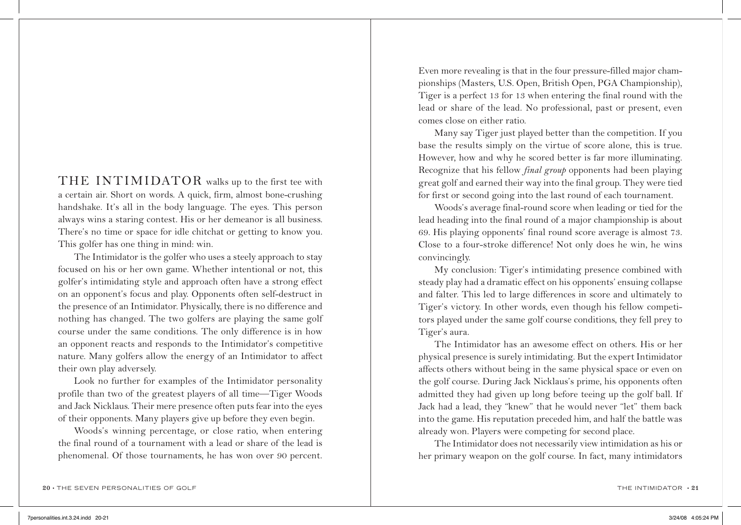**THE INTIMIDATOR** walks up to the first tee with a certain air. Short on words. A quick, firm, almost bone-crushing handshake. It's all in the body language. The eyes. This person always wins a staring contest. His or her demeanor is all business. There's no time or space for idle chitchat or getting to know you. This golfer has one thing in mind: win.

The Intimidator is the golfer who uses a steely approach to stay focused on his or her own game. Whether intentional or not, this golfer's intimidating style and approach often have a strong effect on an opponent's focus and play. Opponents often self-destruct in the presence of an Intimidator. Physically, there is no difference and nothing has changed. The two golfers are playing the same golf course under the same conditions. The only difference is in how an opponent reacts and responds to the Intimidator's competitive nature. Many golfers allow the energy of an Intimidator to affect their own play adversely.

Look no further for examples of the Intimidator personality profile than two of the greatest players of all time—Tiger Woods and Jack Nicklaus. Their mere presence often puts fear into the eyes of their opponents. Many players give up before they even begin.

Woods's winning percentage, or close ratio, when entering the final round of a tournament with a lead or share of the lead is phenomenal. Of those tournaments, he has won over 90 percent. Even more revealing is that in the four pressure-filled major championships (Masters, U.S. Open, British Open, PGA Championship), Tiger is a perfect 13 for 13 when entering the final round with the lead or share of the lead. No professional, past or present, even comes close on either ratio.

Many say Tiger just played better than the competition. If you base the results simply on the virtue of score alone, this is true. However, how and why he scored better is far more illuminating. Recognize that his fellow *final group* opponents had been playing great golf and earned their way into the final group. They were tied for first or second going into the last round of each tournament.

Woods's average final-round score when leading or tied for the lead heading into the final round of a major championship is about 69. His playing opponents' final round score average is almost 73. Close to a four-stroke difference! Not only does he win, he wins convincingly.

My conclusion: Tiger's intimidating presence combined with steady play had a dramatic effect on his opponents' ensuing collapse and falter. This led to large differences in score and ultimately to Tiger's victory. In other words, even though his fellow competitors played under the same golf course conditions, they fell prey to Tiger's aura.

The Intimidator has an awesome effect on others. His or her physical presence is surely intimidating. But the expert Intimidator affects others without being in the same physical space or even on the golf course. During Jack Nicklaus's prime, his opponents often admitted they had given up long before teeing up the golf ball. If Jack had a lead, they "knew" that he would never "let" them back into the game. His reputation preceded him, and half the battle was already won. Players were competing for second place.

The Intimidator does not necessarily view intimidation as his or her primary weapon on the golf course. In fact, many intimidators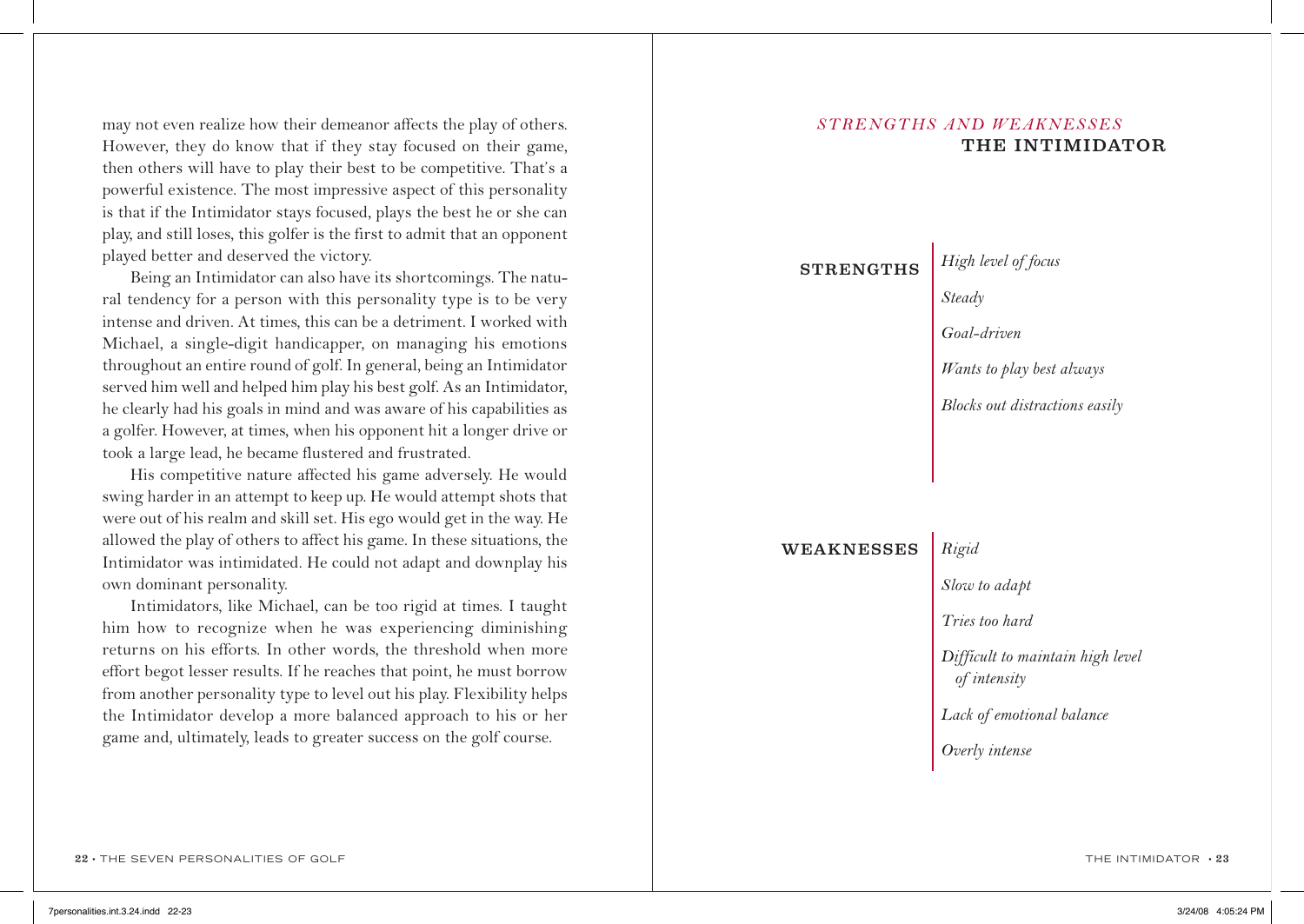may not even realize how their demeanor affects the play of others. However, they do know that if they stay focused on their game, then others will have to play their best to be competitive. That's a powerful existence. The most impressive aspect of this personality is that if the Intimidator stays focused, plays the best he or she can play, and still loses, this golfer is the first to admit that an opponent played better and deserved the victory.

Being an Intimidator can also have its shortcomings. The natural tendency for a person with this personality type is to be very intense and driven. At times, this can be a detriment. I worked with Michael, a single-digit handicapper, on managing his emotions throughout an entire round of golf. In general, being an Intimidator served him well and helped him play his best golf. As an Intimidator, he clearly had his goals in mind and was aware of his capabilities as a golfer. However, at times, when his opponent hit a longer drive or took a large lead, he became flustered and frustrated.

His competitive nature affected his game adversely. He would swing harder in an attempt to keep up. He would attempt shots that were out of his realm and skill set. His ego would get in the way. He allowed the play of others to affect his game. In these situations, the Intimidator was intimidated. He could not adapt and downplay his own dominant personality.

Intimidators, like Michael, can be too rigid at times. I taught him how to recognize when he was experiencing diminishing returns on his efforts. In other words, the threshold when more effort begot lesser results. If he reaches that point, he must borrow from another personality type to level out his play. Flexibility helps the Intimidator develop a more balanced approach to his or her game and, ultimately, leads to greater success on the golf course.

## *STRENGTHS AND WEAKNESSES*
## THE INTIMIDATOR

**STRENGTHS**

*High level of focus*

*Steady*

*Goal-driven*

*Wants to play best always*

*Blocks out distractions easily*

**WEAKNESSES**

*Rigid*

*Slow to adapt*

*Tries too hard*

*Difficult to maintain high level of intensity*

*Lack of emotional balance*

*Overly intense*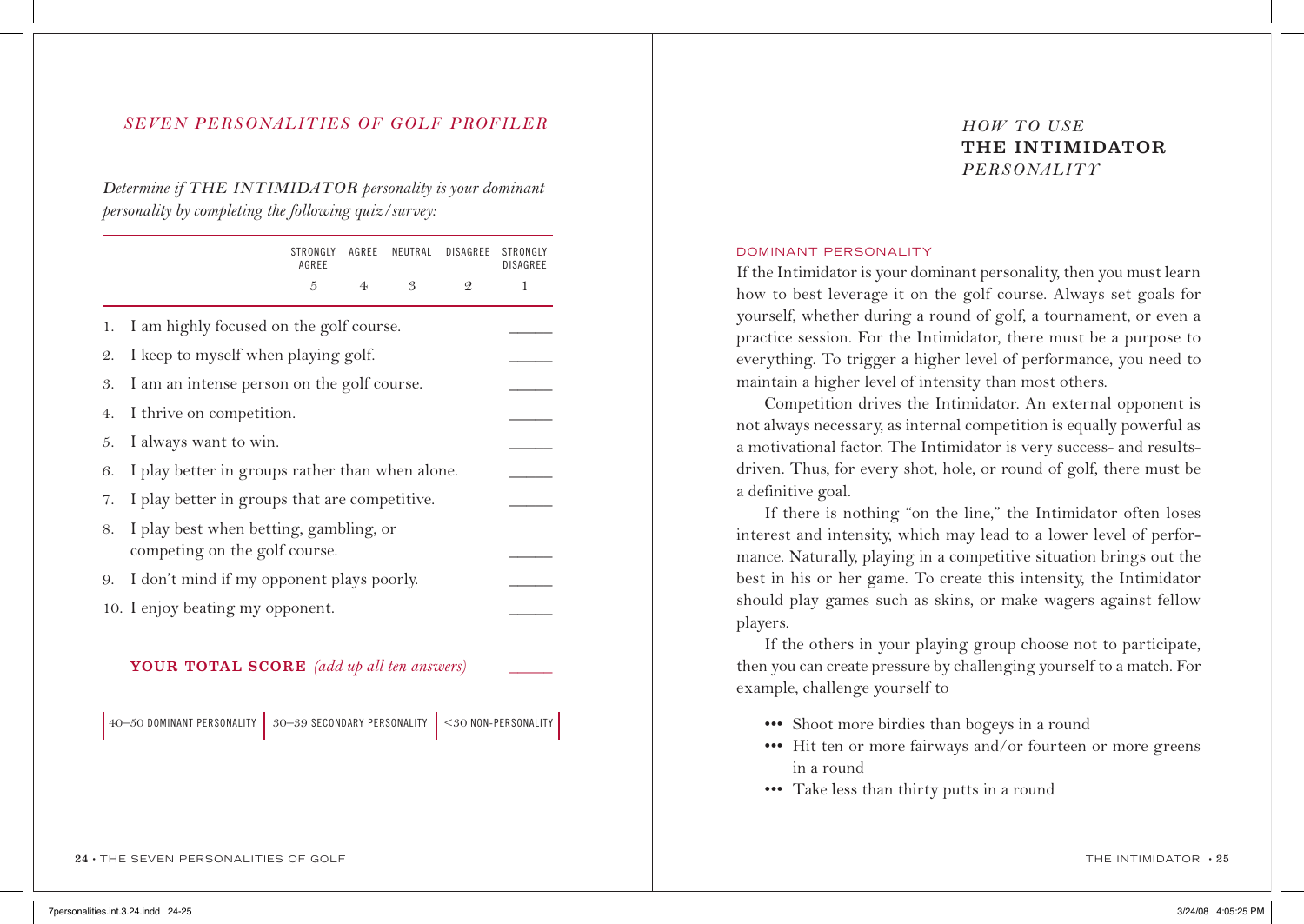## *SEVEN PERSONALITIES OF GOLF PROFILER*

*Determine if THE INTIMIDATOR personality is your dominant personality by completing the following quiz/survey:*

| | STRONGLY AGREE 5 | AGREE 4 | NEUTRAL 3 | DISAGREE 2 | STRONGLY DISAGREE 1 |
|---|---|---|---|---|---|

1. I am highly focused on the golf course. _____
2. I keep to myself when playing golf. _____
3. I am an intense person on the golf course. _____
4. I thrive on competition. _____
5. I always want to win. _____
6. I play better in groups rather than when alone. _____
7. I play better in groups that are competitive. _____
8. I play best when betting, gambling, or competing on the golf course. _____
9. I don't mind if my opponent plays poorly. _____
10. I enjoy beating my opponent. _____

**YOUR TOTAL SCORE** *(add up all ten answers)* _____

| 40–50 DOMINANT PERSONALITY | 30–39 SECONDARY PERSONALITY | <30 NON-PERSONALITY |
|---|---|---|

# *HOW TO USE* THE INTIMIDATOR *PERSONALITY*

### DOMINANT PERSONALITY

If the Intimidator is your dominant personality, then you must learn how to best leverage it on the golf course. Always set goals for yourself, whether during a round of golf, a tournament, or even a practice session. For the Intimidator, there must be a purpose to everything. To trigger a higher level of performance, you need to maintain a higher level of intensity than most others.

Competition drives the Intimidator. An external opponent is not always necessary, as internal competition is equally powerful as a motivational factor. The Intimidator is very success- and results-driven. Thus, for every shot, hole, or round of golf, there must be a definitive goal.

If there is nothing "on the line," the Intimidator often loses interest and intensity, which may lead to a lower level of performance. Naturally, playing in a competitive situation brings out the best in his or her game. To create this intensity, the Intimidator should play games such as skins, or make wagers against fellow players.

If the others in your playing group choose not to participate, then you can create pressure by challenging yourself to a match. For example, challenge yourself to

- Shoot more birdies than bogeys in a round
- Hit ten or more fairways and/or fourteen or more greens in a round
- Take less than thirty putts in a round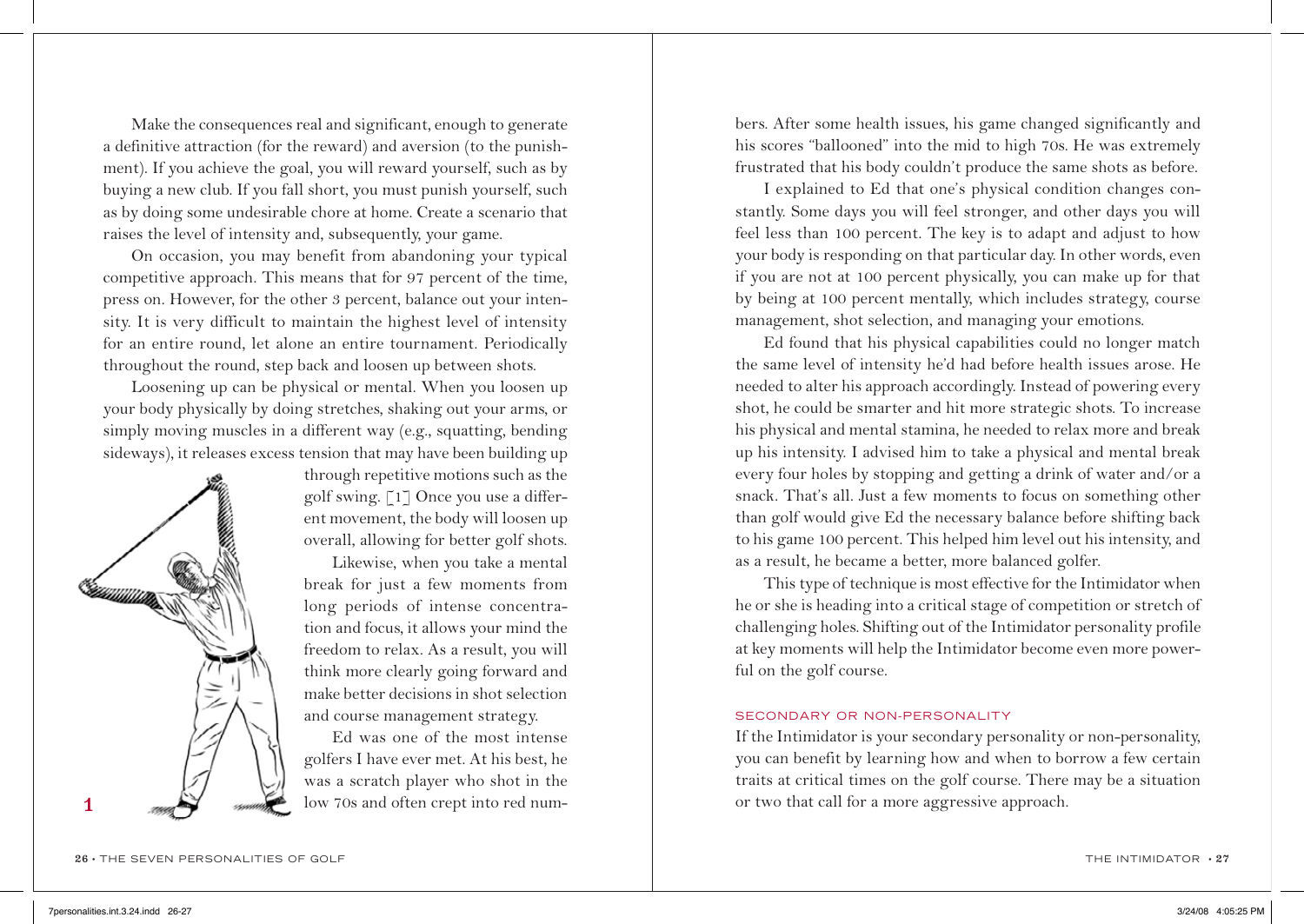Make the consequences real and significant, enough to generate a definitive attraction (for the reward) and aversion (to the punishment). If you achieve the goal, you will reward yourself, such as by buying a new club. If you fall short, you must punish yourself, such as by doing some undesirable chore at home. Create a scenario that raises the level of intensity and, subsequently, your game.

On occasion, you may benefit from abandoning your typical competitive approach. This means that for 97 percent of the time, press on. However, for the other 3 percent, balance out your intensity. It is very difficult to maintain the highest level of intensity for an entire round, let alone an entire tournament. Periodically throughout the round, step back and loosen up between shots.

Loosening up can be physical or mental. When you loosen up your body physically by doing stretches, shaking out your arms, or simply moving muscles in a different way (e.g., squatting, bending sideways), it releases excess tension that may have been building up through repetitive motions such as the golf swing. [1] Once you use a different movement, the body will loosen up overall, allowing for better golf shots.

1

Likewise, when you take a mental break for just a few moments from long periods of intense concentration and focus, it allows your mind the freedom to relax. As a result, you will think more clearly going forward and make better decisions in shot selection and course management strategy.

Ed was one of the most intense golfers I have ever met. At his best, he was a scratch player who shot in the low 70s and often crept into red numbers. After some health issues, his game changed significantly and his scores "ballooned" into the mid to high 70s. He was extremely frustrated that his body couldn't produce the same shots as before.

I explained to Ed that one's physical condition changes constantly. Some days you will feel stronger, and other days you will feel less than 100 percent. The key is to adapt and adjust to how your body is responding on that particular day. In other words, even if you are not at 100 percent physically, you can make up for that by being at 100 percent mentally, which includes strategy, course management, shot selection, and managing your emotions.

Ed found that his physical capabilities could no longer match the same level of intensity he'd had before health issues arose. He needed to alter his approach accordingly. Instead of powering every shot, he could be smarter and hit more strategic shots. To increase his physical and mental stamina, he needed to relax more and break up his intensity. I advised him to take a physical and mental break every four holes by stopping and getting a drink of water and/or a snack. That's all. Just a few moments to focus on something other than golf would give Ed the necessary balance before shifting back to his game 100 percent. This helped him level out his intensity, and as a result, he became a better, more balanced golfer.

This type of technique is most effective for the Intimidator when he or she is heading into a critical stage of competition or stretch of challenging holes. Shifting out of the Intimidator personality profile at key moments will help the Intimidator become even more powerful on the golf course.

### SECONDARY OR NON-PERSONALITY

If the Intimidator is your secondary personality or non-personality, you can benefit by learning how and when to borrow a few certain traits at critical times on the golf course. There may be a situation or two that call for a more aggressive approach.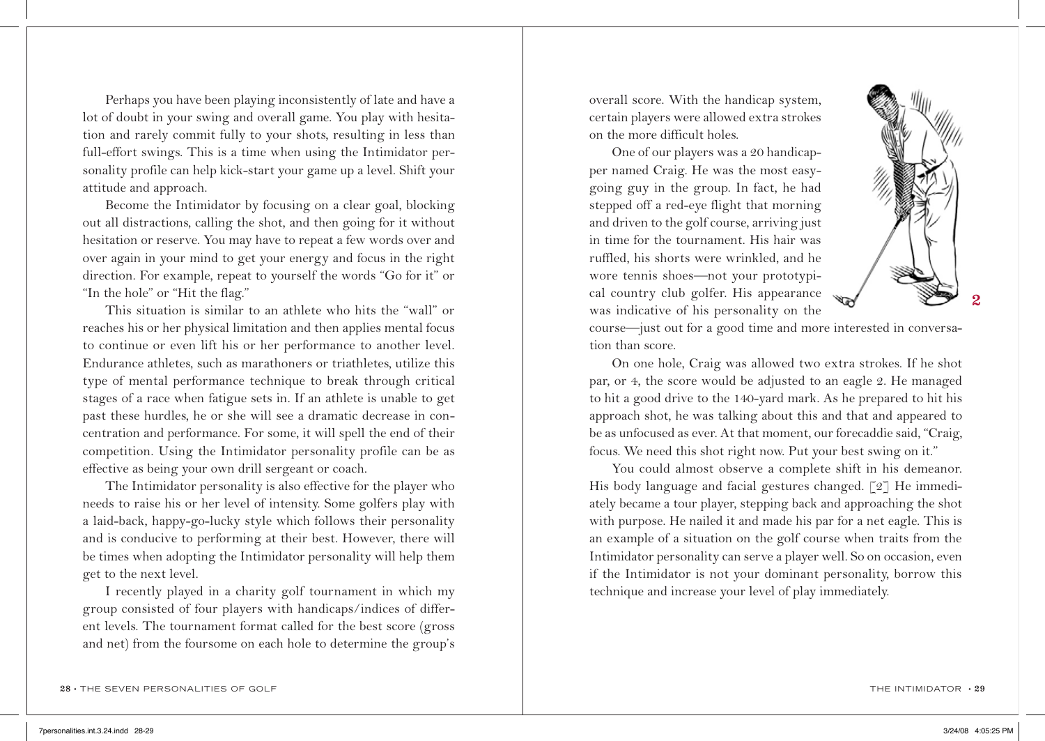Perhaps you have been playing inconsistently of late and have a lot of doubt in your swing and overall game. You play with hesitation and rarely commit fully to your shots, resulting in less than full-effort swings. This is a time when using the Intimidator personality profile can help kick-start your game up a level. Shift your attitude and approach.

Become the Intimidator by focusing on a clear goal, blocking out all distractions, calling the shot, and then going for it without hesitation or reserve. You may have to repeat a few words over and over again in your mind to get your energy and focus in the right direction. For example, repeat to yourself the words "Go for it" or "In the hole" or "Hit the flag."

This situation is similar to an athlete who hits the "wall" or reaches his or her physical limitation and then applies mental focus to continue or even lift his or her performance to another level. Endurance athletes, such as marathoners or triathletes, utilize this type of mental performance technique to break through critical stages of a race when fatigue sets in. If an athlete is unable to get past these hurdles, he or she will see a dramatic decrease in concentration and performance. For some, it will spell the end of their competition. Using the Intimidator personality profile can be as effective as being your own drill sergeant or coach.

The Intimidator personality is also effective for the player who needs to raise his or her level of intensity. Some golfers play with a laid-back, happy-go-lucky style which follows their personality and is conducive to performing at their best. However, there will be times when adopting the Intimidator personality will help them get to the next level.

I recently played in a charity golf tournament in which my group consisted of four players with handicaps/indices of different levels. The tournament format called for the best score (gross and net) from the foursome on each hole to determine the group's overall score. With the handicap system, certain players were allowed extra strokes on the more difficult holes.

One of our players was a 20 handicapper named Craig. He was the most easygoing guy in the group. In fact, he had stepped off a red-eye flight that morning and driven to the golf course, arriving just in time for the tournament. His hair was ruffled, his shorts were wrinkled, and he wore tennis shoes—not your prototypical country club golfer. His appearance was indicative of his personality on the course—just out for a good time and more interested in conversation than score.

On one hole, Craig was allowed two extra strokes. If he shot par, or 4, the score would be adjusted to an eagle 2. He managed to hit a good drive to the 140-yard mark. As he prepared to hit his approach shot, he was talking about this and that and appeared to be as unfocused as ever. At that moment, our forecaddie said, "Craig, focus. We need this shot right now. Put your best swing on it."

You could almost observe a complete shift in his demeanor. His body language and facial gestures changed. [2] He immediately became a tour player, stepping back and approaching the shot with purpose. He nailed it and made his par for a net eagle. This is an example of a situation on the golf course when traits from the Intimidator personality can serve a player well. So on occasion, even if the Intimidator is not your dominant personality, borrow this technique and increase your level of play immediately.